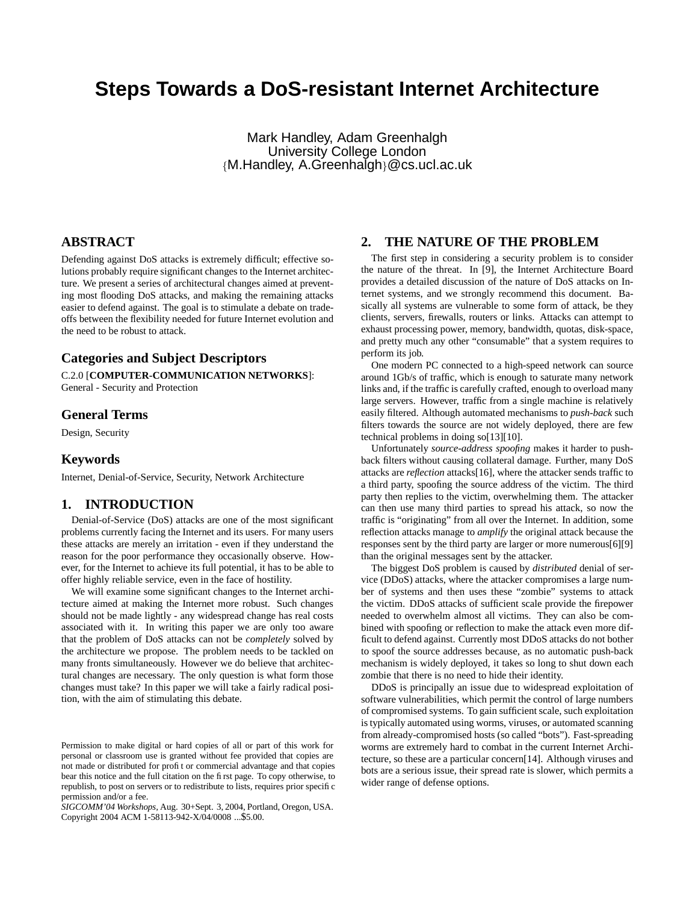# Steps Towards a DoS-resistant Internet Architecture

Mark Handley, Adam Greenhalgh
University College London
{M.Handley, A.Greenhalgh}@cs.ucl.ac.uk

## ABSTRACT

Defending against DoS attacks is extremely difficult; effective solutions probably require significant changes to the Internet architecture. We present a series of architectural changes aimed at preventing most flooding DoS attacks, and making the remaining attacks easier to defend against. The goal is to stimulate a debate on trade-offs between the flexibility needed for future Internet evolution and the need to be robust to attack.

### Categories and Subject Descriptors

C.2.0 [**COMPUTER-COMMUNICATION NETWORKS**]: General - Security and Protection

### General Terms

Design, Security

### Keywords

Internet, Denial-of-Service, Security, Network Architecture

## 1. INTRODUCTION

Denial-of-Service (DoS) attacks are one of the most significant problems currently facing the Internet and its users. For many users these attacks are merely an irritation - even if they understand the reason for the poor performance they occasionally observe. However, for the Internet to achieve its full potential, it has to be able to offer highly reliable service, even in the face of hostility.

We will examine some significant changes to the Internet architecture aimed at making the Internet more robust. Such changes should not be made lightly - any widespread change has real costs associated with it. In writing this paper we are only too aware that the problem of DoS attacks can not be *completely* solved by the architecture we propose. The problem needs to be tackled on many fronts simultaneously. However we do believe that architectural changes are necessary. The only question is what form those changes must take? In this paper we will take a fairly radical position, with the aim of stimulating this debate.

Permission to make digital or hard copies of all or part of this work for personal or classroom use is granted without fee provided that copies are not made or distributed for profit or commercial advantage and that copies bear this notice and the full citation on the first page. To copy otherwise, to republish, to post on servers or to redistribute to lists, requires prior specific permission and/or a fee.
*SIGCOMM'04 Workshops,* Aug. 30+Sept. 3, 2004, Portland, Oregon, USA.
Copyright 2004 ACM 1-58113-942-X/04/0008 ...$5.00.

## 2. THE NATURE OF THE PROBLEM

The first step in considering a security problem is to consider the nature of the threat. In [9], the Internet Architecture Board provides a detailed discussion of the nature of DoS attacks on Internet systems, and we strongly recommend this document. Basically all systems are vulnerable to some form of attack, be they clients, servers, firewalls, routers or links. Attacks can attempt to exhaust processing power, memory, bandwidth, quotas, disk-space, and pretty much any other "consumable" that a system requires to perform its job.

One modern PC connected to a high-speed network can source around 1Gb/s of traffic, which is enough to saturate many network links and, if the traffic is carefully crafted, enough to overload many large servers. However, traffic from a single machine is relatively easily filtered. Although automated mechanisms to *push-back* such filters towards the source are not widely deployed, there are few technical problems in doing so[13][10].

Unfortunately *source-address spoofing* makes it harder to push-back filters without causing collateral damage. Further, many DoS attacks are *reflection* attacks[16], where the attacker sends traffic to a third party, spoofing the source address of the victim. The third party then replies to the victim, overwhelming them. The attacker can then use many third parties to spread his attack, so now the traffic is "originating" from all over the Internet. In addition, some reflection attacks manage to *amplify* the original attack because the responses sent by the third party are larger or more numerous[6][9] than the original messages sent by the attacker.

The biggest DoS problem is caused by *distributed* denial of service (DDoS) attacks, where the attacker compromises a large number of systems and then uses these "zombie" systems to attack the victim. DDoS attacks of sufficient scale provide the firepower needed to overwhelm almost all victims. They can also be combined with spoofing or reflection to make the attack even more difficult to defend against. Currently most DDoS attacks do not bother to spoof the source addresses because, as no automatic push-back mechanism is widely deployed, it takes so long to shut down each zombie that there is no need to hide their identity.

DDoS is principally an issue due to widespread exploitation of software vulnerabilities, which permit the control of large numbers of compromised systems. To gain sufficient scale, such exploitation is typically automated using worms, viruses, or automated scanning from already-compromised hosts (so called "bots"). Fast-spreading worms are extremely hard to combat in the current Internet Architecture, so these are a particular concern[14]. Although viruses and bots are a serious issue, their spread rate is slower, which permits a wider range of defense options.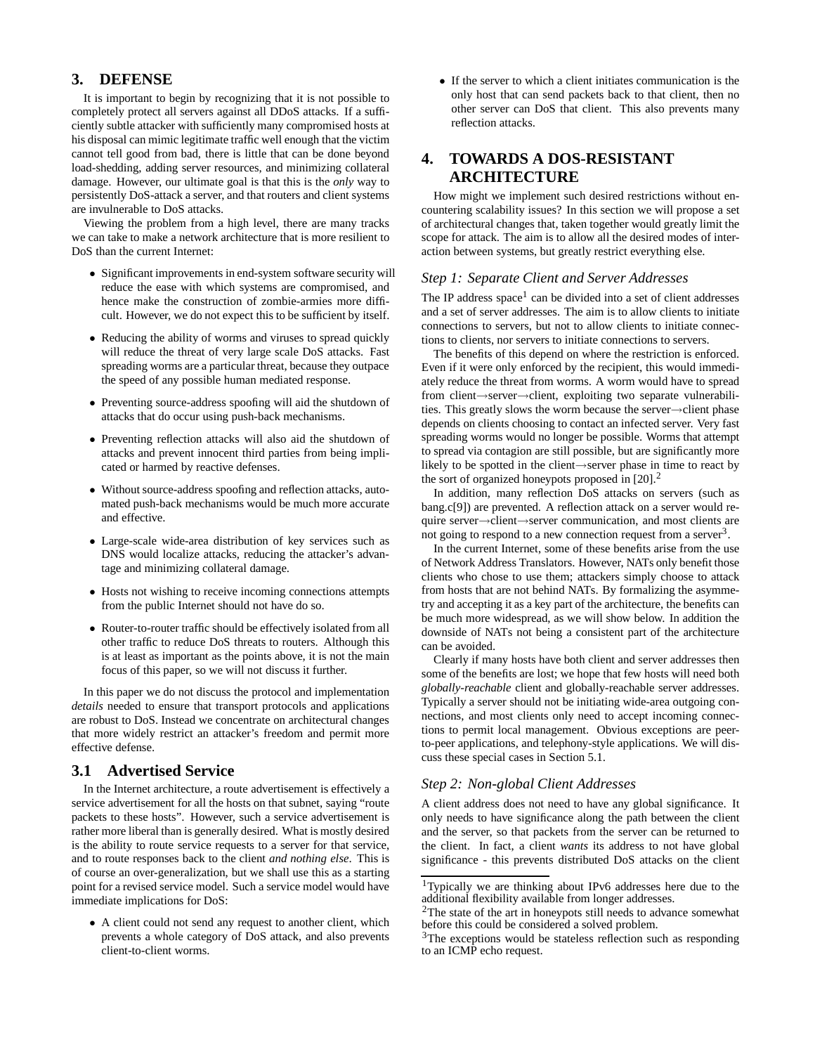## 3. DEFENSE

It is important to begin by recognizing that it is not possible to completely protect all servers against all DDoS attacks. If a sufficiently subtle attacker with sufficiently many compromised hosts at his disposal can mimic legitimate traffic well enough that the victim cannot tell good from bad, there is little that can be done beyond load-shedding, adding server resources, and minimizing collateral damage. However, our ultimate goal is that this is the *only* way to persistently DoS-attack a server, and that routers and client systems are invulnerable to DoS attacks.

Viewing the problem from a high level, there are many tracks we can take to make a network architecture that is more resilient to DoS than the current Internet:

- Significant improvements in end-system software security will reduce the ease with which systems are compromised, and hence make the construction of zombie-armies more difficult. However, we do not expect this to be sufficient by itself.
- Reducing the ability of worms and viruses to spread quickly will reduce the threat of very large scale DoS attacks. Fast spreading worms are a particular threat, because they outpace the speed of any possible human mediated response.
- Preventing source-address spoofing will aid the shutdown of attacks that do occur using push-back mechanisms.
- Preventing reflection attacks will also aid the shutdown of attacks and prevent innocent third parties from being implicated or harmed by reactive defenses.
- Without source-address spoofing and reflection attacks, automated push-back mechanisms would be much more accurate and effective.
- Large-scale wide-area distribution of key services such as DNS would localize attacks, reducing the attacker's advantage and minimizing collateral damage.
- Hosts not wishing to receive incoming connections attempts from the public Internet should not have do so.
- Router-to-router traffic should be effectively isolated from all other traffic to reduce DoS threats to routers. Although this is at least as important as the points above, it is not the main focus of this paper, so we will not discuss it further.

In this paper we do not discuss the protocol and implementation *details* needed to ensure that transport protocols and applications are robust to DoS. Instead we concentrate on architectural changes that more widely restrict an attacker's freedom and permit more effective defense.

### 3.1 Advertised Service

In the Internet architecture, a route advertisement is effectively a service advertisement for all the hosts on that subnet, saying "route packets to these hosts". However, such a service advertisement is rather more liberal than is generally desired. What is mostly desired is the ability to route service requests to a server for that service, and to route responses back to the client *and nothing else*. This is of course an over-generalization, but we shall use this as a starting point for a revised service model. Such a service model would have immediate implications for DoS:

- A client could not send any request to another client, which prevents a whole category of DoS attack, and also prevents client-to-client worms.
- If the server to which a client initiates communication is the only host that can send packets back to that client, then no other server can DoS that client. This also prevents many reflection attacks.

## 4. TOWARDS A DOS-RESISTANT ARCHITECTURE

How might we implement such desired restrictions without encountering scalability issues? In this section we will propose a set of architectural changes that, taken together would greatly limit the scope for attack. The aim is to allow all the desired modes of interaction between systems, but greatly restrict everything else.

### *Step 1: Separate Client and Server Addresses*

The IP address space[1] can be divided into a set of client addresses and a set of server addresses. The aim is to allow clients to initiate connections to servers, but not to allow clients to initiate connections to clients, nor servers to initiate connections to servers.

The benefits of this depend on where the restriction is enforced. Even if it were only enforced by the recipient, this would immediately reduce the threat from worms. A worm would have to spread from client→server→client, exploiting two separate vulnerabilities. This greatly slows the worm because the server→client phase depends on clients choosing to contact an infected server. Very fast spreading worms would no longer be possible. Worms that attempt to spread via contagion are still possible, but are significantly more likely to be spotted in the client→server phase in time to react by the sort of organized honeypots proposed in [20].[2]

In addition, many reflection DoS attacks on servers (such as bang.c[9]) are prevented. A reflection attack on a server would require server→client→server communication, and most clients are not going to respond to a new connection request from a server[3].

In the current Internet, some of these benefits arise from the use of Network Address Translators. However, NATs only benefit those clients who chose to use them; attackers simply choose to attack from hosts that are not behind NATs. By formalizing the asymmetry and accepting it as a key part of the architecture, the benefits can be much more widespread, as we will show below. In addition the downside of NATs not being a consistent part of the architecture can be avoided.

Clearly if many hosts have both client and server addresses then some of the benefits are lost; we hope that few hosts will need both *globally-reachable* client and globally-reachable server addresses. Typically a server should not be initiating wide-area outgoing connections, and most clients only need to accept incoming connections to permit local management. Obvious exceptions are peer-to-peer applications, and telephony-style applications. We will discuss these special cases in Section 5.1.

### *Step 2: Non-global Client Addresses*

A client address does not need to have any global significance. It only needs to have significance along the path between the client and the server, so that packets from the server can be returned to the client. In fact, a client *wants* its address to not have global significance - this prevents distributed DoS attacks on the client

[1]Typically we are thinking about IPv6 addresses here due to the additional flexibility available from longer addresses.

[2]The state of the art in honeypots still needs to advance somewhat before this could be considered a solved problem.

[3]The exceptions would be stateless reflection such as responding to an ICMP echo request.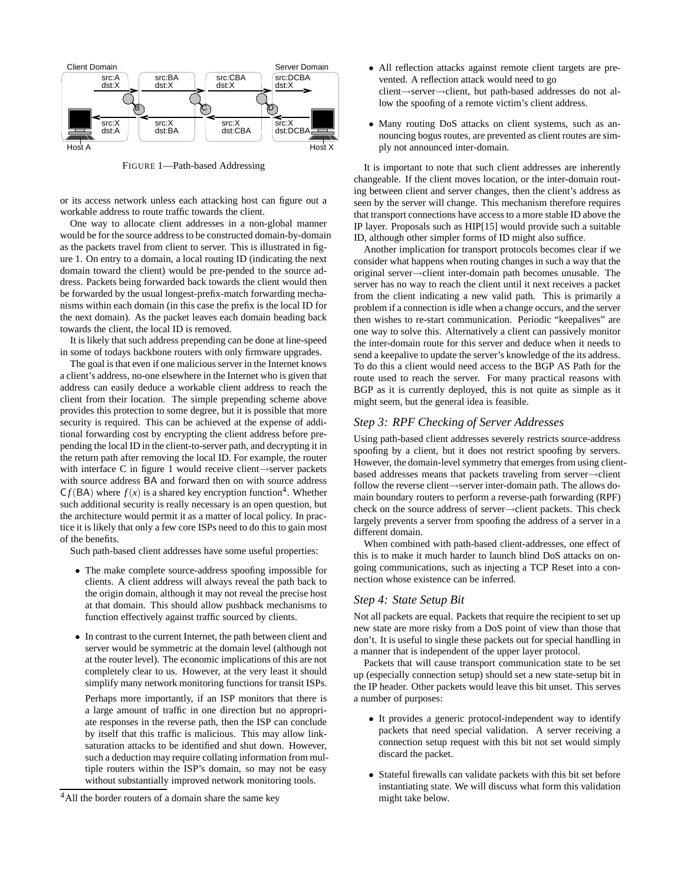Client Domain

Server Domain

src:A dst:X

src:BA dst:X

src:CBA dst:X

src:DCBA dst:X

src:X dst:A

src:X dst:BA

src:X dst:CBA

src:X dst:DCBA

Host A

Host X

FIGURE 1—Path-based Addressing

or its access network unless each attacking host can figure out a workable address to route traffic towards the client.

One way to allocate client addresses in a non-global manner would be for the source address to be constructed domain-by-domain as the packets travel from client to server. This is illustrated in figure 1. On entry to a domain, a local routing ID (indicating the next domain toward the client) would be pre-pended to the source address. Packets being forwarded back towards the client would then be forwarded by the usual longest-prefix-match forwarding mechanisms within each domain (in this case the prefix is the local ID for the next domain). As the packet leaves each domain heading back towards the client, the local ID is removed.

It is likely that such address prepending can be done at line-speed in some of todays backbone routers with only firmware upgrades.

The goal is that even if one malicious server in the Internet knows a client's address, no-one elsewhere in the Internet who is given that address can easily deduce a workable client address to reach the client from their location. The simple prepending scheme above provides this protection to some degree, but it is possible that more security is required. This can be achieved at the expense of additional forwarding cost by encrypting the client address before prepending the local ID in the client-to-server path, and decrypting it in the return path after removing the local ID. For example, the router with interface C in figure 1 would receive client→server packets with source address BA and forward then on with source address $\mathsf{C}f(\mathsf{BA})$ where $f(x)$ is a shared key encryption function[4]. Whether such additional security is really necessary is an open question, but the architecture would permit it as a matter of local policy. In practice it is likely that only a few core ISPs need to do this to gain most of the benefits.

Such path-based client addresses have some useful properties:

- The make complete source-address spoofing impossible for clients. A client address will always reveal the path back to the origin domain, although it may not reveal the precise host at that domain. This should allow pushback mechanisms to function effectively against traffic sourced by clients.
- In contrast to the current Internet, the path between client and server would be symmetric at the domain level (although not at the router level). The economic implications of this are not completely clear to us. However, at the very least it should simplify many network monitoring functions for transit ISPs.

  Perhaps more importantly, if an ISP monitors that there is a large amount of traffic in one direction but no appropriate responses in the reverse path, then the ISP can conclude by itself that this traffic is malicious. This may allow link-saturation attacks to be identified and shut down. However, such a deduction may require collating information from multiple routers within the ISP's domain, so may not be easy without substantially improved network monitoring tools.
- All reflection attacks against remote client targets are prevented. A reflection attack would need to go client→server→client, but path-based addresses do not allow the spoofing of a remote victim's client address.
- Many routing DoS attacks on client systems, such as announcing bogus routes, are prevented as client routes are simply not announced inter-domain.

[4]All the border routers of a domain share the same key

It is important to note that such client addresses are inherently changeable. If the client moves location, or the inter-domain routing between client and server changes, then the client's address as seen by the server will change. This mechanism therefore requires that transport connections have access to a more stable ID above the IP layer. Proposals such as HIP[15] would provide such a suitable ID, although other simpler forms of ID might also suffice.

Another implication for transport protocols becomes clear if we consider what happens when routing changes in such a way that the original server→client inter-domain path becomes unusable. The server has no way to reach the client until it next receives a packet from the client indicating a new valid path. This is primarily a problem if a connection is idle when a change occurs, and the server then wishes to re-start communication. Periodic "keepalives" are one way to solve this. Alternatively a client can passively monitor the inter-domain route for this server and deduce when it needs to send a keepalive to update the server's knowledge of the its address. To do this a client would need access to the BGP AS Path for the route used to reach the server. For many practical reasons with BGP as it is currently deployed, this is not quite as simple as it might seem, but the general idea is feasible.

### *Step 3: RPF Checking of Server Addresses*

Using path-based client addresses severely restricts source-address spoofing by a client, but it does not restrict spoofing by servers. However, the domain-level symmetry that emerges from using client-based addresses means that packets traveling from server→client follow the reverse client→server inter-domain path. The allows domain boundary routers to perform a reverse-path forwarding (RPF) check on the source address of server→client packets. This check largely prevents a server from spoofing the address of a server in a different domain.

When combined with path-based client-addresses, one effect of this is to make it much harder to launch blind DoS attacks on ongoing communications, such as injecting a TCP Reset into a connection whose existence can be inferred.

### *Step 4: State Setup Bit*

Not all packets are equal. Packets that require the recipient to set up new state are more risky from a DoS point of view than those that don't. It is useful to single these packets out for special handling in a manner that is independent of the upper layer protocol.

Packets that will cause transport communication state to be set up (especially connection setup) should set a new state-setup bit in the IP header. Other packets would leave this bit unset. This serves a number of purposes:

- It provides a generic protocol-independent way to identify packets that need special validation. A server receiving a connection setup request with this bit not set would simply discard the packet.
- Stateful firewalls can validate packets with this bit set before instantiating state. We will discuss what form this validation might take below.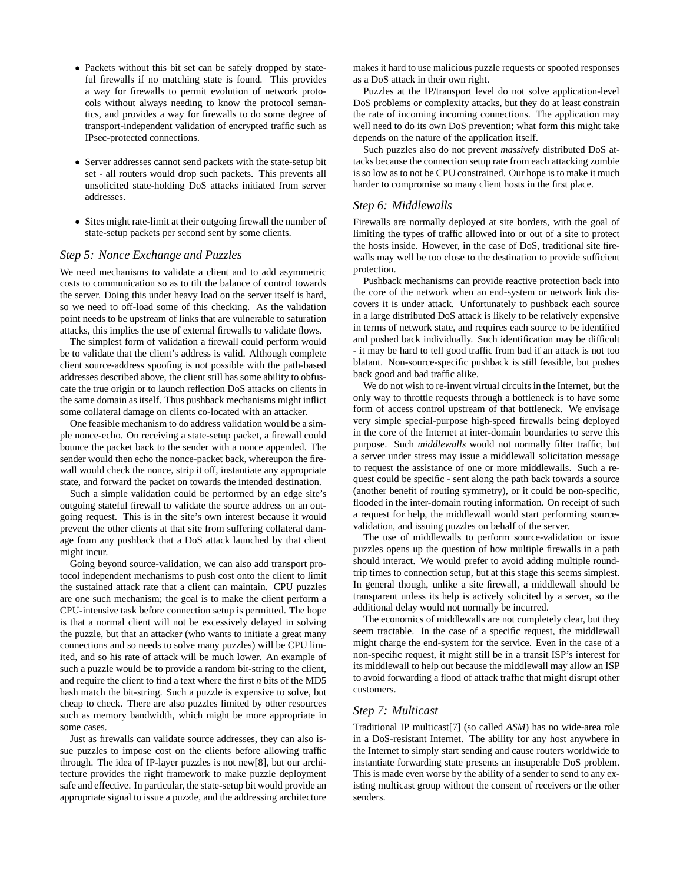- Packets without this bit set can be safely dropped by stateful firewalls if no matching state is found. This provides a way for firewalls to permit evolution of network protocols without always needing to know the protocol semantics, and provides a way for firewalls to do some degree of transport-independent validation of encrypted traffic such as IPsec-protected connections.

- Server addresses cannot send packets with the state-setup bit set - all routers would drop such packets. This prevents all unsolicited state-holding DoS attacks initiated from server addresses.

- Sites might rate-limit at their outgoing firewall the number of state-setup packets per second sent by some clients.

### *Step 5: Nonce Exchange and Puzzles*

We need mechanisms to validate a client and to add asymmetric costs to communication so as to tilt the balance of control towards the server. Doing this under heavy load on the server itself is hard, so we need to off-load some of this checking. As the validation point needs to be upstream of links that are vulnerable to saturation attacks, this implies the use of external firewalls to validate flows.

The simplest form of validation a firewall could perform would be to validate that the client's address is valid. Although complete client source-address spoofing is not possible with the path-based addresses described above, the client still has some ability to obfuscate the true origin or to launch reflection DoS attacks on clients in the same domain as itself. Thus pushback mechanisms might inflict some collateral damage on clients co-located with an attacker.

One feasible mechanism to do address validation would be a simple nonce-echo. On receiving a state-setup packet, a firewall could bounce the packet back to the sender with a nonce appended. The sender would then echo the nonce-packet back, whereupon the firewall would check the nonce, strip it off, instantiate any appropriate state, and forward the packet on towards the intended destination.

Such a simple validation could be performed by an edge site's outgoing stateful firewall to validate the source address on an outgoing request. This is in the site's own interest because it would prevent the other clients at that site from suffering collateral damage from any pushback that a DoS attack launched by that client might incur.

Going beyond source-validation, we can also add transport protocol independent mechanisms to push cost onto the client to limit the sustained attack rate that a client can maintain. CPU puzzles are one such mechanism; the goal is to make the client perform a CPU-intensive task before connection setup is permitted. The hope is that a normal client will not be excessively delayed in solving the puzzle, but that an attacker (who wants to initiate a great many connections and so needs to solve many puzzles) will be CPU limited, and so his rate of attack will be much lower. An example of such a puzzle would be to provide a random bit-string to the client, and require the client to find a text where the first $n$ bits of the MD5 hash match the bit-string. Such a puzzle is expensive to solve, but cheap to check. There are also puzzles limited by other resources such as memory bandwidth, which might be more appropriate in some cases.

Just as firewalls can validate source addresses, they can also issue puzzles to impose cost on the clients before allowing traffic through. The idea of IP-layer puzzles is not new[8], but our architecture provides the right framework to make puzzle deployment safe and effective. In particular, the state-setup bit would provide an appropriate signal to issue a puzzle, and the addressing architecture makes it hard to use malicious puzzle requests or spoofed responses as a DoS attack in their own right.

Puzzles at the IP/transport level do not solve application-level DoS problems or complexity attacks, but they do at least constrain the rate of incoming incoming connections. The application may well need to do its own DoS prevention; what form this might take depends on the nature of the application itself.

Such puzzles also do not prevent *massively* distributed DoS attacks because the connection setup rate from each attacking zombie is so low as to not be CPU constrained. Our hope is to make it much harder to compromise so many client hosts in the first place.

### *Step 6: Middlewalls*

Firewalls are normally deployed at site borders, with the goal of limiting the types of traffic allowed into or out of a site to protect the hosts inside. However, in the case of DoS, traditional site firewalls may well be too close to the destination to provide sufficient protection.

Pushback mechanisms can provide reactive protection back into the core of the network when an end-system or network link discovers it is under attack. Unfortunately to pushback each source in a large distributed DoS attack is likely to be relatively expensive in terms of network state, and requires each source to be identified and pushed back individually. Such identification may be difficult - it may be hard to tell good traffic from bad if an attack is not too blatant. Non-source-specific pushback is still feasible, but pushes back good and bad traffic alike.

We do not wish to re-invent virtual circuits in the Internet, but the only way to throttle requests through a bottleneck is to have some form of access control upstream of that bottleneck. We envisage very simple special-purpose high-speed firewalls being deployed in the core of the Internet at inter-domain boundaries to serve this purpose. Such *middlewalls* would not normally filter traffic, but a server under stress may issue a middlewall solicitation message to request the assistance of one or more middlewalls. Such a request could be specific - sent along the path back towards a source (another benefit of routing symmetry), or it could be non-specific, flooded in the inter-domain routing information. On receipt of such a request for help, the middlewall would start performing source-validation, and issuing puzzles on behalf of the server.

The use of middlewalls to perform source-validation or issue puzzles opens up the question of how multiple firewalls in a path should interact. We would prefer to avoid adding multiple round-trip times to connection setup, but at this stage this seems simplest. In general though, unlike a site firewall, a middlewall should be transparent unless its help is actively solicited by a server, so the additional delay would not normally be incurred.

The economics of middlewalls are not completely clear, but they seem tractable. In the case of a specific request, the middlewall might charge the end-system for the service. Even in the case of a non-specific request, it might still be in a transit ISP's interest for its middlewall to help out because the middlewall may allow an ISP to avoid forwarding a flood of attack traffic that might disrupt other customers.

### *Step 7: Multicast*

Traditional IP multicast[7] (so called *ASM*) has no wide-area role in a DoS-resistant Internet. The ability for any host anywhere in the Internet to simply start sending and cause routers worldwide to instantiate forwarding state presents an insuperable DoS problem. This is made even worse by the ability of a sender to send to any existing multicast group without the consent of receivers or the other senders.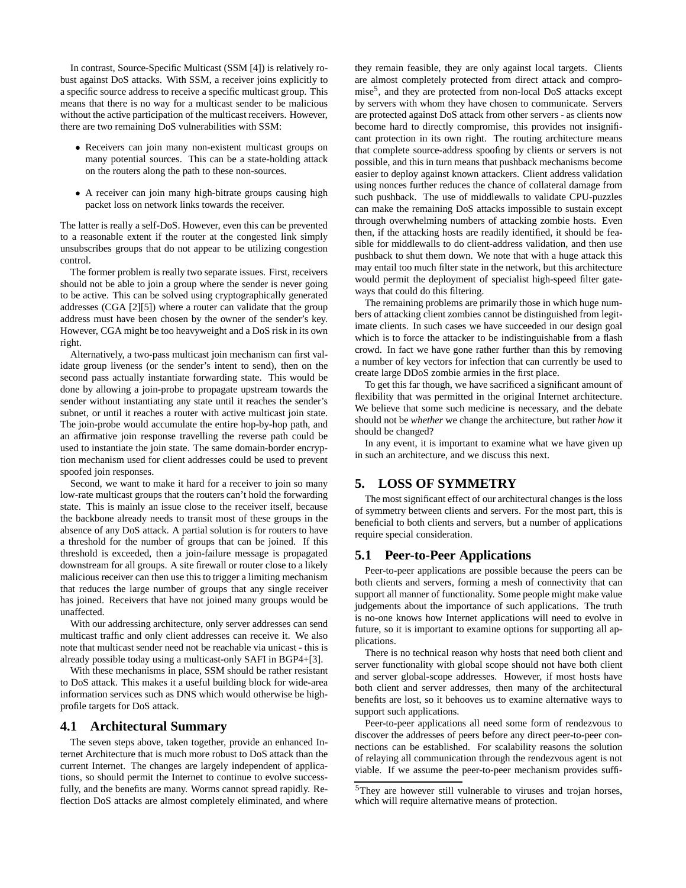In contrast, Source-Specific Multicast (SSM [4]) is relatively robust against DoS attacks. With SSM, a receiver joins explicitly to a specific source address to receive a specific multicast group. This means that there is no way for a multicast sender to be malicious without the active participation of the multicast receivers. However, there are two remaining DoS vulnerabilities with SSM:

- Receivers can join many non-existent multicast groups on many potential sources. This can be a state-holding attack on the routers along the path to these non-sources.
- A receiver can join many high-bitrate groups causing high packet loss on network links towards the receiver.

The latter is really a self-DoS. However, even this can be prevented to a reasonable extent if the router at the congested link simply unsubscribes groups that do not appear to be utilizing congestion control.

The former problem is really two separate issues. First, receivers should not be able to join a group where the sender is never going to be active. This can be solved using cryptographically generated addresses (CGA [2][5]) where a router can validate that the group address must have been chosen by the owner of the sender's key. However, CGA might be too heavyweight and a DoS risk in its own right.

Alternatively, a two-pass multicast join mechanism can first validate group liveness (or the sender's intent to send), then on the second pass actually instantiate forwarding state. This would be done by allowing a join-probe to propagate upstream towards the sender without instantiating any state until it reaches the sender's subnet, or until it reaches a router with active multicast join state. The join-probe would accumulate the entire hop-by-hop path, and an affirmative join response travelling the reverse path could be used to instantiate the join state. The same domain-border encryption mechanism used for client addresses could be used to prevent spoofed join responses.

Second, we want to make it hard for a receiver to join so many low-rate multicast groups that the routers can't hold the forwarding state. This is mainly an issue close to the receiver itself, because the backbone already needs to transit most of these groups in the absence of any DoS attack. A partial solution is for routers to have a threshold for the number of groups that can be joined. If this threshold is exceeded, then a join-failure message is propagated downstream for all groups. A site firewall or router close to a likely malicious receiver can then use this to trigger a limiting mechanism that reduces the large number of groups that any single receiver has joined. Receivers that have not joined many groups would be unaffected.

With our addressing architecture, only server addresses can send multicast traffic and only client addresses can receive it. We also note that multicast sender need not be reachable via unicast - this is already possible today using a multicast-only SAFI in BGP4+[3].

With these mechanisms in place, SSM should be rather resistant to DoS attack. This makes it a useful building block for wide-area information services such as DNS which would otherwise be high-profile targets for DoS attack.

## 4.1 Architectural Summary

The seven steps above, taken together, provide an enhanced Internet Architecture that is much more robust to DoS attack than the current Internet. The changes are largely independent of applications, so should permit the Internet to continue to evolve successfully, and the benefits are many. Worms cannot spread rapidly. Reflection DoS attacks are almost completely eliminated, and where they remain feasible, they are only against local targets. Clients are almost completely protected from direct attack and compromise[5], and they are protected from non-local DoS attacks except by servers with whom they have chosen to communicate. Servers are protected against DoS attack from other servers - as clients now become hard to directly compromise, this provides not insignificant protection in its own right. The routing architecture means that complete source-address spoofing by clients or servers is not possible, and this in turn means that pushback mechanisms become easier to deploy against known attackers. Client address validation using nonces further reduces the chance of collateral damage from such pushback. The use of middlewalls to validate CPU-puzzles can make the remaining DoS attacks impossible to sustain except through overwhelming numbers of attacking zombie hosts. Even then, if the attacking hosts are readily identified, it should be feasible for middlewalls to do client-address validation, and then use pushback to shut them down. We note that with a huge attack this may entail too much filter state in the network, but this architecture would permit the deployment of specialist high-speed filter gateways that could do this filtering.

The remaining problems are primarily those in which huge numbers of attacking client zombies cannot be distinguished from legitimate clients. In such cases we have succeeded in our design goal which is to force the attacker to be indistinguishable from a flash crowd. In fact we have gone rather further than this by removing a number of key vectors for infection that can currently be used to create large DDoS zombie armies in the first place.

To get this far though, we have sacrificed a significant amount of flexibility that was permitted in the original Internet architecture. We believe that some such medicine is necessary, and the debate should not be *whether* we change the architecture, but rather *how* it should be changed?

In any event, it is important to examine what we have given up in such an architecture, and we discuss this next.

# 5. LOSS OF SYMMETRY

The most significant effect of our architectural changes is the loss of symmetry between clients and servers. For the most part, this is beneficial to both clients and servers, but a number of applications require special consideration.

## 5.1 Peer-to-Peer Applications

Peer-to-peer applications are possible because the peers can be both clients and servers, forming a mesh of connectivity that can support all manner of functionality. Some people might make value judgements about the importance of such applications. The truth is no-one knows how Internet applications will need to evolve in future, so it is important to examine options for supporting all applications.

There is no technical reason why hosts that need both client and server functionality with global scope should not have both client and server global-scope addresses. However, if most hosts have both client and server addresses, then many of the architectural benefits are lost, so it behooves us to examine alternative ways to support such applications.

Peer-to-peer applications all need some form of rendezvous to discover the addresses of peers before any direct peer-to-peer connections can be established. For scalability reasons the solution of relaying all communication through the rendezvous agent is not viable. If we assume the peer-to-peer mechanism provides suffi-

[5] They are however still vulnerable to viruses and trojan horses, which will require alternative means of protection.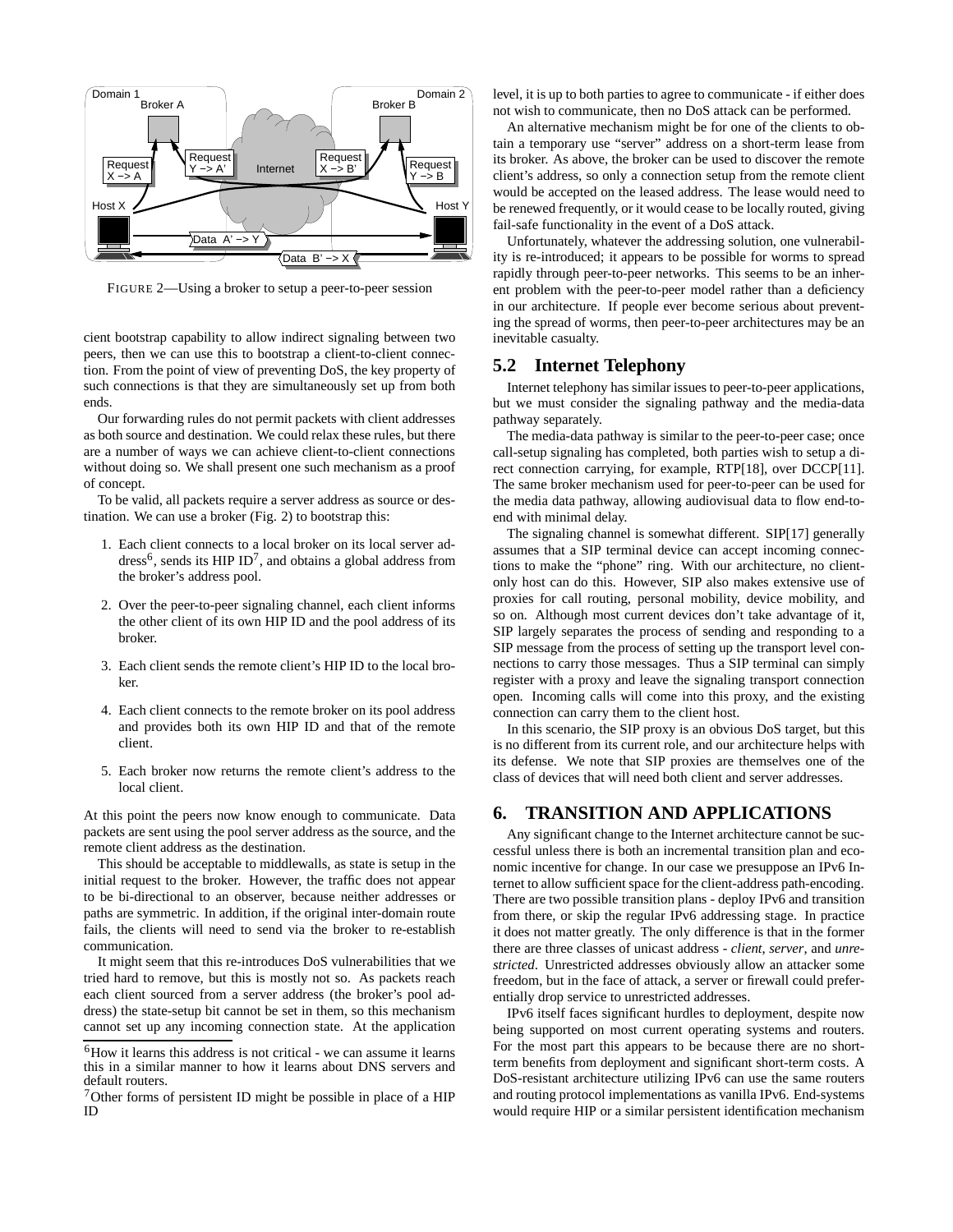FIGURE 2—Using a broker to setup a peer-to-peer session

cient bootstrap capability to allow indirect signaling between two peers, then we can use this to bootstrap a client-to-client connection. From the point of view of preventing DoS, the key property of such connections is that they are simultaneously set up from both ends.

Our forwarding rules do not permit packets with client addresses as both source and destination. We could relax these rules, but there are a number of ways we can achieve client-to-client connections without doing so. We shall present one such mechanism as a proof of concept.

To be valid, all packets require a server address as source or destination. We can use a broker (Fig. 2) to bootstrap this:

1. Each client connects to a local broker on its local server address[6], sends its HIP ID[7], and obtains a global address from the broker's address pool.
2. Over the peer-to-peer signaling channel, each client informs the other client of its own HIP ID and the pool address of its broker.
3. Each client sends the remote client's HIP ID to the local broker.
4. Each client connects to the remote broker on its pool address and provides both its own HIP ID and that of the remote client.
5. Each broker now returns the remote client's address to the local client.

At this point the peers now know enough to communicate. Data packets are sent using the pool server address as the source, and the remote client address as the destination.

This should be acceptable to middlewalls, as state is setup in the initial request to the broker. However, the traffic does not appear to be bi-directional to an observer, because neither addresses or paths are symmetric. In addition, if the original inter-domain route fails, the clients will need to send via the broker to re-establish communication.

It might seem that this re-introduces DoS vulnerabilities that we tried hard to remove, but this is mostly not so. As packets reach each client sourced from a server address (the broker's pool address) the state-setup bit cannot be set in them, so this mechanism cannot set up any incoming connection state. At the application level, it is up to both parties to agree to communicate - if either does not wish to communicate, then no DoS attack can be performed.

An alternative mechanism might be for one of the clients to obtain a temporary use "server" address on a short-term lease from its broker. As above, the broker can be used to discover the remote client's address, so only a connection setup from the remote client would be accepted on the leased address. The lease would need to be renewed frequently, or it would cease to be locally routed, giving fail-safe functionality in the event of a DoS attack.

Unfortunately, whatever the addressing solution, one vulnerability is re-introduced; it appears to be possible for worms to spread rapidly through peer-to-peer networks. This seems to be an inherent problem with the peer-to-peer model rather than a deficiency in our architecture. If people ever become serious about preventing the spread of worms, then peer-to-peer architectures may be an inevitable casualty.

## 5.2 Internet Telephony

Internet telephony has similar issues to peer-to-peer applications, but we must consider the signaling pathway and the media-data pathway separately.

The media-data pathway is similar to the peer-to-peer case; once call-setup signaling has completed, both parties wish to setup a direct connection carrying, for example, RTP[18], over DCCP[11]. The same broker mechanism used for peer-to-peer can be used for the media data pathway, allowing audiovisual data to flow end-to-end with minimal delay.

The signaling channel is somewhat different. SIP[17] generally assumes that a SIP terminal device can accept incoming connections to make the "phone" ring. With our architecture, no client-only host can do this. However, SIP also makes extensive use of proxies for call routing, personal mobility, device mobility, and so on. Although most current devices don't take advantage of it, SIP largely separates the process of sending and responding to a SIP message from the process of setting up the transport level connections to carry those messages. Thus a SIP terminal can simply register with a proxy and leave the signaling transport connection open. Incoming calls will come into this proxy, and the existing connection can carry them to the client host.

In this scenario, the SIP proxy is an obvious DoS target, but this is no different from its current role, and our architecture helps with its defense. We note that SIP proxies are themselves one of the class of devices that will need both client and server addresses.

# 6. TRANSITION AND APPLICATIONS

Any significant change to the Internet architecture cannot be successful unless there is both an incremental transition plan and economic incentive for change. In our case we presuppose an IPv6 Internet to allow sufficient space for the client-address path-encoding. There are two possible transition plans - deploy IPv6 and transition from there, or skip the regular IPv6 addressing stage. In practice it does not matter greatly. The only difference is that in the former there are three classes of unicast address - *client*, *server*, and *unrestricted*. Unrestricted addresses obviously allow an attacker some freedom, but in the face of attack, a server or firewall could preferentially drop service to unrestricted addresses.

IPv6 itself faces significant hurdles to deployment, despite now being supported on most current operating systems and routers. For the most part this appears to be because there are no short-term benefits from deployment and significant short-term costs. A DoS-resistant architecture utilizing IPv6 can use the same routers and routing protocol implementations as vanilla IPv6. End-systems would require HIP or a similar persistent identification mechanism

[6] How it learns this address is not critical - we can assume it learns this in a similar manner to how it learns about DNS servers and default routers.

[7] Other forms of persistent ID might be possible in place of a HIP ID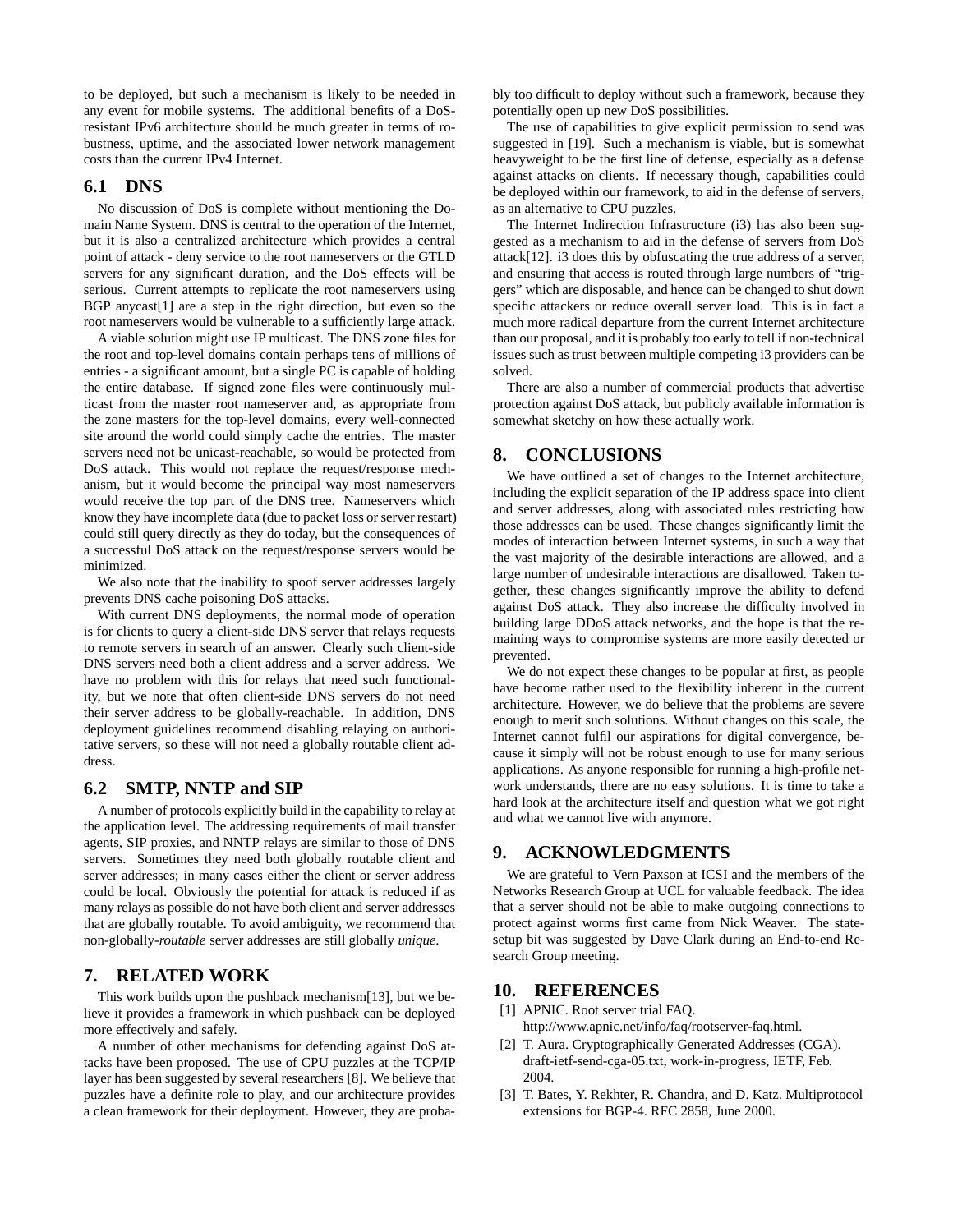to be deployed, but such a mechanism is likely to be needed in any event for mobile systems. The additional benefits of a DoS-resistant IPv6 architecture should be much greater in terms of robustness, uptime, and the associated lower network management costs than the current IPv4 Internet.

### 6.1 DNS

No discussion of DoS is complete without mentioning the Domain Name System. DNS is central to the operation of the Internet, but it is also a centralized architecture which provides a central point of attack - deny service to the root nameservers or the GTLD servers for any significant duration, and the DoS effects will be serious. Current attempts to replicate the root nameservers using BGP anycast[1] are a step in the right direction, but even so the root nameservers would be vulnerable to a sufficiently large attack.

A viable solution might use IP multicast. The DNS zone files for the root and top-level domains contain perhaps tens of millions of entries - a significant amount, but a single PC is capable of holding the entire database. If signed zone files were continuously multicast from the master root nameserver and, as appropriate from the zone masters for the top-level domains, every well-connected site around the world could simply cache the entries. The master servers need not be unicast-reachable, so would be protected from DoS attack. This would not replace the request/response mechanism, but it would become the principal way most nameservers would receive the top part of the DNS tree. Nameservers which know they have incomplete data (due to packet loss or server restart) could still query directly as they do today, but the consequences of a successful DoS attack on the request/response servers would be minimized.

We also note that the inability to spoof server addresses largely prevents DNS cache poisoning DoS attacks.

With current DNS deployments, the normal mode of operation is for clients to query a client-side DNS server that relays requests to remote servers in search of an answer. Clearly such client-side DNS servers need both a client address and a server address. We have no problem with this for relays that need such functionality, but we note that often client-side DNS servers do not need their server address to be globally-reachable. In addition, DNS deployment guidelines recommend disabling relaying on authoritative servers, so these will not need a globally routable client address.

### 6.2 SMTP, NNTP and SIP

A number of protocols explicitly build in the capability to relay at the application level. The addressing requirements of mail transfer agents, SIP proxies, and NNTP relays are similar to those of DNS servers. Sometimes they need both globally routable client and server addresses; in many cases either the client or server address could be local. Obviously the potential for attack is reduced if as many relays as possible do not have both client and server addresses that are globally routable. To avoid ambiguity, we recommend that non-globally-*routable* server addresses are still globally *unique*.

## 7. RELATED WORK

This work builds upon the pushback mechanism[13], but we believe it provides a framework in which pushback can be deployed more effectively and safely.

A number of other mechanisms for defending against DoS attacks have been proposed. The use of CPU puzzles at the TCP/IP layer has been suggested by several researchers [8]. We believe that puzzles have a definite role to play, and our architecture provides a clean framework for their deployment. However, they are probably too difficult to deploy without such a framework, because they potentially open up new DoS possibilities.

The use of capabilities to give explicit permission to send was suggested in [19]. Such a mechanism is viable, but is somewhat heavyweight to be the first line of defense, especially as a defense against attacks on clients. If necessary though, capabilities could be deployed within our framework, to aid in the defense of servers, as an alternative to CPU puzzles.

The Internet Indirection Infrastructure (i3) has also been suggested as a mechanism to aid in the defense of servers from DoS attack[12]. i3 does this by obfuscating the true address of a server, and ensuring that access is routed through large numbers of "triggers" which are disposable, and hence can be changed to shut down specific attackers or reduce overall server load. This is in fact a much more radical departure from the current Internet architecture than our proposal, and it is probably too early to tell if non-technical issues such as trust between multiple competing i3 providers can be solved.

There are also a number of commercial products that advertise protection against DoS attack, but publicly available information is somewhat sketchy on how these actually work.

## 8. CONCLUSIONS

We have outlined a set of changes to the Internet architecture, including the explicit separation of the IP address space into client and server addresses, along with associated rules restricting how those addresses can be used. These changes significantly limit the modes of interaction between Internet systems, in such a way that the vast majority of the desirable interactions are allowed, and a large number of undesirable interactions are disallowed. Taken together, these changes significantly improve the ability to defend against DoS attack. They also increase the difficulty involved in building large DDoS attack networks, and the hope is that the remaining ways to compromise systems are more easily detected or prevented.

We do not expect these changes to be popular at first, as people have become rather used to the flexibility inherent in the current architecture. However, we do believe that the problems are severe enough to merit such solutions. Without changes on this scale, the Internet cannot fulfil our aspirations for digital convergence, because it simply will not be robust enough to use for many serious applications. As anyone responsible for running a high-profile network understands, there are no easy solutions. It is time to take a hard look at the architecture itself and question what we got right and what we cannot live with anymore.

## 9. ACKNOWLEDGMENTS

We are grateful to Vern Paxson at ICSI and the members of the Networks Research Group at UCL for valuable feedback. The idea that a server should not be able to make outgoing connections to protect against worms first came from Nick Weaver. The state-setup bit was suggested by Dave Clark during an End-to-end Research Group meeting.

## 10. REFERENCES

[1] APNIC. Root server trial FAQ. http://www.apnic.net/info/faq/rootserver-faq.html.

[2] T. Aura. Cryptographically Generated Addresses (CGA). draft-ietf-send-cga-05.txt, work-in-progress, IETF, Feb. 2004.

[3] T. Bates, Y. Rekhter, R. Chandra, and D. Katz. Multiprotocol extensions for BGP-4. RFC 2858, June 2000.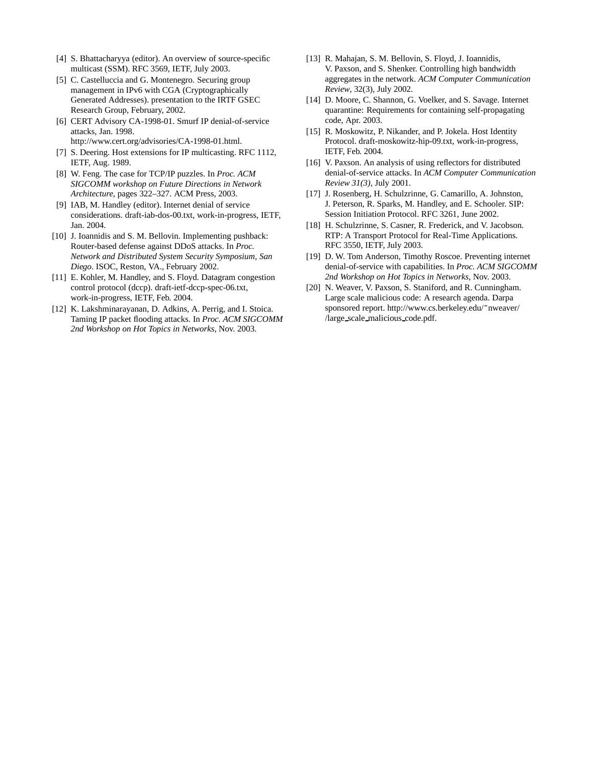[4] S. Bhattacharyya (editor). An overview of source-specific multicast (SSM). RFC 3569, IETF, July 2003.

[5] C. Castelluccia and G. Montenegro. Securing group management in IPv6 with CGA (Cryptographically Generated Addresses). presentation to the IRTF GSEC Research Group, February, 2002.

[6] CERT Advisory CA-1998-01. Smurf IP denial-of-service attacks, Jan. 1998. http://www.cert.org/advisories/CA-1998-01.html.

[7] S. Deering. Host extensions for IP multicasting. RFC 1112, IETF, Aug. 1989.

[8] W. Feng. The case for TCP/IP puzzles. In *Proc. ACM SIGCOMM workshop on Future Directions in Network Architecture*, pages 322–327. ACM Press, 2003.

[9] IAB, M. Handley (editor). Internet denial of service considerations. draft-iab-dos-00.txt, work-in-progress, IETF, Jan. 2004.

[10] J. Ioannidis and S. M. Bellovin. Implementing pushback: Router-based defense against DDoS attacks. In *Proc. Network and Distributed System Security Symposium, San Diego*. ISOC, Reston, VA., February 2002.

[11] E. Kohler, M. Handley, and S. Floyd. Datagram congestion control protocol (dccp). draft-ietf-dccp-spec-06.txt, work-in-progress, IETF, Feb. 2004.

[12] K. Lakshminarayanan, D. Adkins, A. Perrig, and I. Stoica. Taming IP packet flooding attacks. In *Proc. ACM SIGCOMM 2nd Workshop on Hot Topics in Networks*, Nov. 2003.

[13] R. Mahajan, S. M. Bellovin, S. Floyd, J. Ioannidis, V. Paxson, and S. Shenker. Controlling high bandwidth aggregates in the network. *ACM Computer Communication Review*, 32(3), July 2002.

[14] D. Moore, C. Shannon, G. Voelker, and S. Savage. Internet quarantine: Requirements for containing self-propagating code, Apr. 2003.

[15] R. Moskowitz, P. Nikander, and P. Jokela. Host Identity Protocol. draft-moskowitz-hip-09.txt, work-in-progress, IETF, Feb. 2004.

[16] V. Paxson. An analysis of using reflectors for distributed denial-of-service attacks. In *ACM Computer Communication Review 31(3)*, July 2001.

[17] J. Rosenberg, H. Schulzrinne, G. Camarillo, A. Johnston, J. Peterson, R. Sparks, M. Handley, and E. Schooler. SIP: Session Initiation Protocol. RFC 3261, June 2002.

[18] H. Schulzrinne, S. Casner, R. Frederick, and V. Jacobson. RTP: A Transport Protocol for Real-Time Applications. RFC 3550, IETF, July 2003.

[19] D. W. Tom Anderson, Timothy Roscoe. Preventing internet denial-of-service with capabilities. In *Proc. ACM SIGCOMM 2nd Workshop on Hot Topics in Networks*, Nov. 2003.

[20] N. Weaver, V. Paxson, S. Staniford, and R. Cunningham. Large scale malicious code: A research agenda. Darpa sponsored report. http://www.cs.berkeley.edu/~nweaver/ /large_scale_malicious_code.pdf.